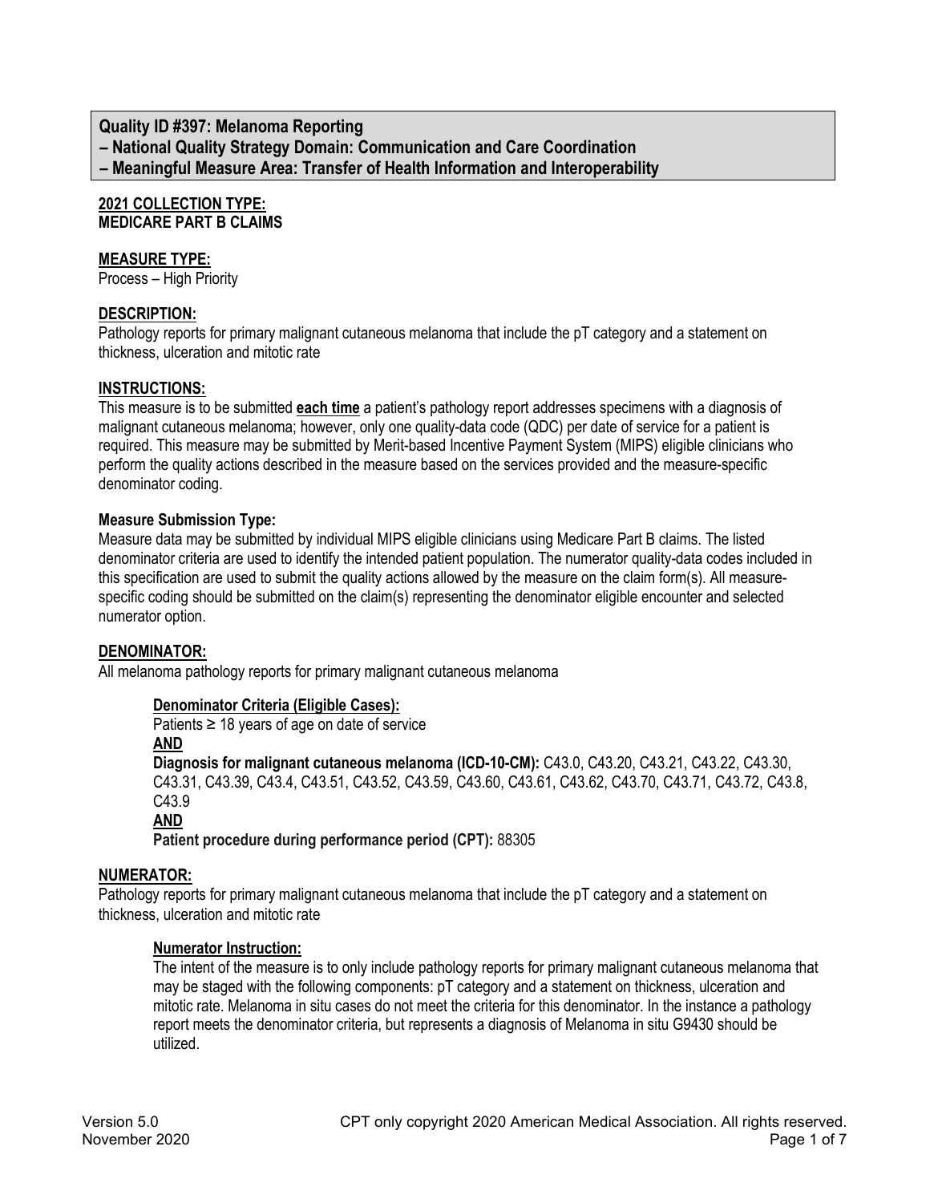## Quality ID #397: Melanoma Reporting
## – National Quality Strategy Domain: Communication and Care Coordination
## – Meaningful Measure Area: Transfer of Health Information and Interoperability

**2021 COLLECTION TYPE:**
**MEDICARE PART B CLAIMS**

**MEASURE TYPE:**
Process – High Priority

**DESCRIPTION:**
Pathology reports for primary malignant cutaneous melanoma that include the pT category and a statement on thickness, ulceration and mitotic rate

**INSTRUCTIONS:**
This measure is to be submitted **each time** a patient's pathology report addresses specimens with a diagnosis of malignant cutaneous melanoma; however, only one quality-data code (QDC) per date of service for a patient is required. This measure may be submitted by Merit-based Incentive Payment System (MIPS) eligible clinicians who perform the quality actions described in the measure based on the services provided and the measure-specific denominator coding.

**Measure Submission Type:**
Measure data may be submitted by individual MIPS eligible clinicians using Medicare Part B claims. The listed denominator criteria are used to identify the intended patient population. The numerator quality-data codes included in this specification are used to submit the quality actions allowed by the measure on the claim form(s). All measure-specific coding should be submitted on the claim(s) representing the denominator eligible encounter and selected numerator option.

**DENOMINATOR:**
All melanoma pathology reports for primary malignant cutaneous melanoma

**Denominator Criteria (Eligible Cases):**
Patients ≥ 18 years of age on date of service
**AND**
**Diagnosis for malignant cutaneous melanoma (ICD-10-CM):** C43.0, C43.20, C43.21, C43.22, C43.30, C43.31, C43.39, C43.4, C43.51, C43.52, C43.59, C43.60, C43.61, C43.62, C43.70, C43.71, C43.72, C43.8, C43.9
**AND**
**Patient procedure during performance period (CPT):** 88305

**NUMERATOR:**
Pathology reports for primary malignant cutaneous melanoma that include the pT category and a statement on thickness, ulceration and mitotic rate

**Numerator Instruction:**
The intent of the measure is to only include pathology reports for primary malignant cutaneous melanoma that may be staged with the following components: pT category and a statement on thickness, ulceration and mitotic rate. Melanoma in situ cases do not meet the criteria for this denominator. In the instance a pathology report meets the denominator criteria, but represents a diagnosis of Melanoma in situ G9430 should be utilized.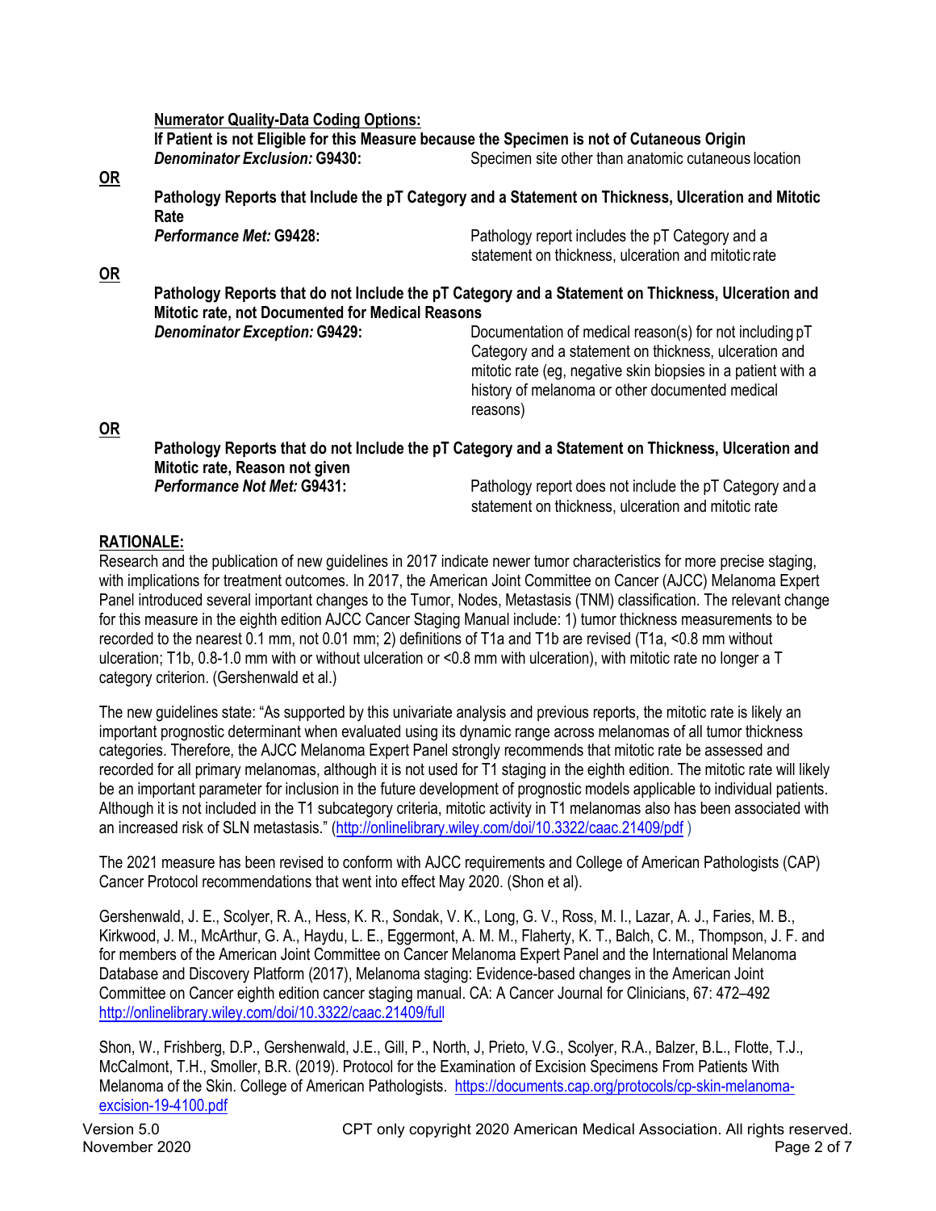**Numerator Quality-Data Coding Options:**

**If Patient is not Eligible for this Measure because the Specimen is not of Cutaneous Origin**

***Denominator Exclusion:* G9430:** Specimen site other than anatomic cutaneous location

**OR**

**Pathology Reports that Include the pT Category and a Statement on Thickness, Ulceration and Mitotic Rate**

***Performance Met:* G9428:** Pathology report includes the pT Category and a statement on thickness, ulceration and mitotic rate

**OR**

**Pathology Reports that do not Include the pT Category and a Statement on Thickness, Ulceration and Mitotic rate, not Documented for Medical Reasons**

***Denominator Exception:* G9429:** Documentation of medical reason(s) for not including pT Category and a statement on thickness, ulceration and mitotic rate (eg, negative skin biopsies in a patient with a history of melanoma or other documented medical reasons)

**OR**

**Pathology Reports that do not Include the pT Category and a Statement on Thickness, Ulceration and Mitotic rate, Reason not given**

***Performance Not Met:* G9431:** Pathology report does not include the pT Category and a statement on thickness, ulceration and mitotic rate

## RATIONALE:

Research and the publication of new guidelines in 2017 indicate newer tumor characteristics for more precise staging, with implications for treatment outcomes. In 2017, the American Joint Committee on Cancer (AJCC) Melanoma Expert Panel introduced several important changes to the Tumor, Nodes, Metastasis (TNM) classification. The relevant change for this measure in the eighth edition AJCC Cancer Staging Manual include: 1) tumor thickness measurements to be recorded to the nearest 0.1 mm, not 0.01 mm; 2) definitions of T1a and T1b are revised (T1a, <0.8 mm without ulceration; T1b, 0.8-1.0 mm with or without ulceration or <0.8 mm with ulceration), with mitotic rate no longer a T category criterion. (Gershenwald et al.)

The new guidelines state: "As supported by this univariate analysis and previous reports, the mitotic rate is likely an important prognostic determinant when evaluated using its dynamic range across melanomas of all tumor thickness categories. Therefore, the AJCC Melanoma Expert Panel strongly recommends that mitotic rate be assessed and recorded for all primary melanomas, although it is not used for T1 staging in the eighth edition. The mitotic rate will likely be an important parameter for inclusion in the future development of prognostic models applicable to individual patients. Although it is not included in the T1 subcategory criteria, mitotic activity in T1 melanomas also has been associated with an increased risk of SLN metastasis." (http://onlinelibrary.wiley.com/doi/10.3322/caac.21409/pdf )

The 2021 measure has been revised to conform with AJCC requirements and College of American Pathologists (CAP) Cancer Protocol recommendations that went into effect May 2020. (Shon et al).

Gershenwald, J. E., Scolyer, R. A., Hess, K. R., Sondak, V. K., Long, G. V., Ross, M. I., Lazar, A. J., Faries, M. B., Kirkwood, J. M., McArthur, G. A., Haydu, L. E., Eggermont, A. M. M., Flaherty, K. T., Balch, C. M., Thompson, J. F. and for members of the American Joint Committee on Cancer Melanoma Expert Panel and the International Melanoma Database and Discovery Platform (2017), Melanoma staging: Evidence-based changes in the American Joint Committee on Cancer eighth edition cancer staging manual. CA: A Cancer Journal for Clinicians, 67: 472–492 http://onlinelibrary.wiley.com/doi/10.3322/caac.21409/full

Shon, W., Frishberg, D.P., Gershenwald, J.E., Gill, P., North, J, Prieto, V.G., Scolyer, R.A., Balzer, B.L., Flotte, T.J., McCalmont, T.H., Smoller, B.R. (2019). Protocol for the Examination of Excision Specimens From Patients With Melanoma of the Skin. College of American Pathologists. https://documents.cap.org/protocols/cp-skin-melanoma-excision-19-4100.pdf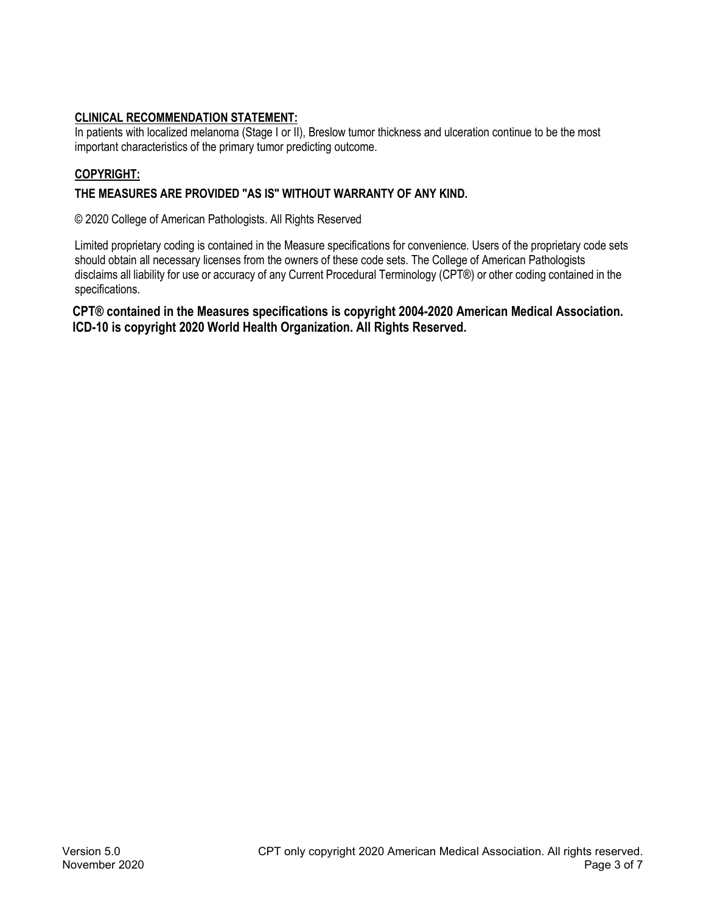## CLINICAL RECOMMENDATION STATEMENT:

In patients with localized melanoma (Stage I or II), Breslow tumor thickness and ulceration continue to be the most important characteristics of the primary tumor predicting outcome.

## COPYRIGHT:

**THE MEASURES ARE PROVIDED "AS IS" WITHOUT WARRANTY OF ANY KIND.**

© 2020 College of American Pathologists. All Rights Reserved

Limited proprietary coding is contained in the Measure specifications for convenience. Users of the proprietary code sets should obtain all necessary licenses from the owners of these code sets. The College of American Pathologists disclaims all liability for use or accuracy of any Current Procedural Terminology (CPT®) or other coding contained in the specifications.

**CPT® contained in the Measures specifications is copyright 2004-2020 American Medical Association. ICD-10 is copyright 2020 World Health Organization. All Rights Reserved.**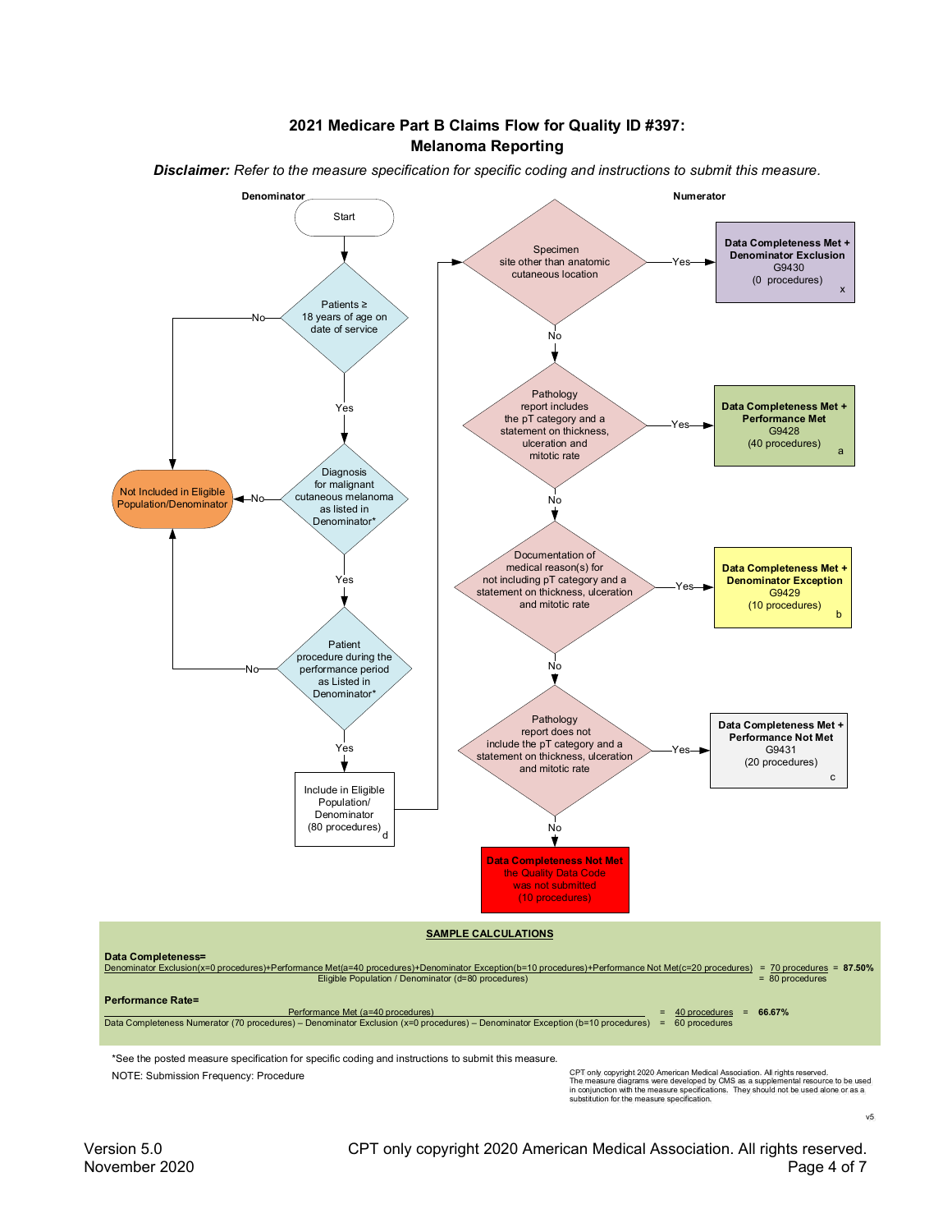# 2021 Medicare Part B Claims Flow for Quality ID #397: Melanoma Reporting

***Disclaimer:*** *Refer to the measure specification for specific coding and instructions to submit this measure.*

**Denominator**

Start

Patients ≥ 18 years of age on date of service — No → Not Included in Eligible Population/Denominator; Yes ↓

Diagnosis for malignant cutaneous melanoma as listed in Denominator* — No → Not Included in Eligible Population/Denominator; Yes ↓

Patient procedure during the performance period as Listed in Denominator* — No → Not Included in Eligible Population/Denominator; Yes ↓

Include in Eligible Population/ Denominator (80 procedures) d

**Numerator**

Specimen site other than anatomic cutaneous location — Yes → **Data Completeness Met + Denominator Exclusion** G9430 (0 procedures) x; No ↓

Pathology report includes the pT category and a statement on thickness, ulceration and mitotic rate — Yes → **Data Completeness Met + Performance Met** G9428 (40 procedures) a; No ↓

Documentation of medical reason(s) for not including pT category and a statement on thickness, ulceration and mitotic rate — Yes → **Data Completeness Met + Denominator Exception** G9429 (10 procedures) b; No ↓

Pathology report does not include the pT category and a statement on thickness, ulceration and mitotic rate — Yes → **Data Completeness Met + Performance Not Met** G9431 (20 procedures) c; No ↓

**Data Completeness Not Met** the Quality Data Code was not submitted (10 procedures)

## SAMPLE CALCULATIONS

**Data Completeness=**

$$\frac{\text{Denominator Exclusion(x=0 procedures)+Performance Met(a=40 procedures)+Denominator Exception(b=10 procedures)+Performance Not Met(c=20 procedures)}}{\text{Eligible Population / Denominator (d=80 procedures)}} = \frac{\text{70 procedures}}{\text{80 procedures}} = 87.50\%$$

**Performance Rate=**

$$\frac{\text{Performance Met (a=40 procedures)}}{\text{Data Completeness Numerator (70 procedures) – Denominator Exclusion (x=0 procedures) – Denominator Exception (b=10 procedures)}} = \frac{\text{40 procedures}}{\text{60 procedures}} = 66.67\%$$

*See the posted measure specification for specific coding and instructions to submit this measure.

NOTE: Submission Frequency: Procedure

CPT only copyright 2020 American Medical Association. All rights reserved.
The measure diagrams were developed by CMS as a supplemental resource to be used in conjunction with the measure specifications. They should not be used alone or as a substitution for the measure specification.

v5

Version 5.0
November 2020

CPT only copyright 2020 American Medical Association. All rights reserved.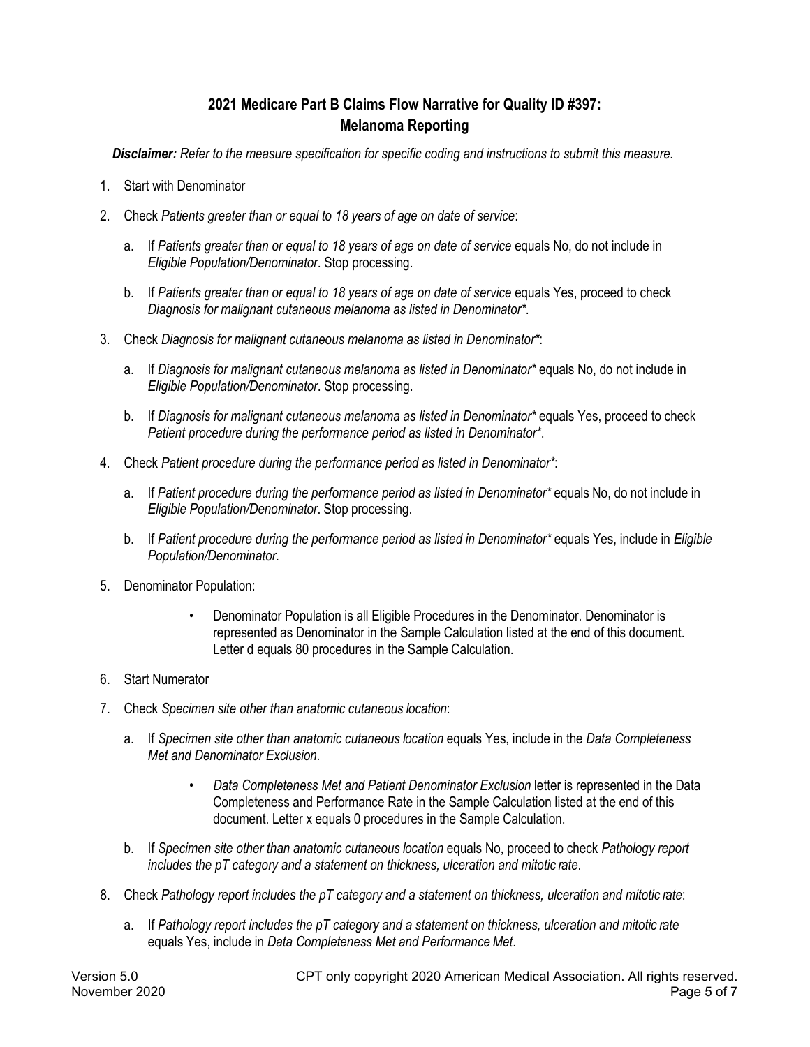## 2021 Medicare Part B Claims Flow Narrative for Quality ID #397: Melanoma Reporting

***Disclaimer:*** *Refer to the measure specification for specific coding and instructions to submit this measure.*

1. Start with Denominator
2. Check *Patients greater than or equal to 18 years of age on date of service*:
   a. If *Patients greater than or equal to 18 years of age on date of service* equals No, do not include in *Eligible Population/Denominator*. Stop processing.
   b. If *Patients greater than or equal to 18 years of age on date of service* equals Yes, proceed to check *Diagnosis for malignant cutaneous melanoma as listed in Denominator**.
3. Check *Diagnosis for malignant cutaneous melanoma as listed in Denominator**:
   a. If *Diagnosis for malignant cutaneous melanoma as listed in Denominator** equals No, do not include in *Eligible Population/Denominator*. Stop processing.
   b. If *Diagnosis for malignant cutaneous melanoma as listed in Denominator** equals Yes, proceed to check *Patient procedure during the performance period as listed in Denominator**.
4. Check *Patient procedure during the performance period as listed in Denominator**:
   a. If *Patient procedure during the performance period as listed in Denominator** equals No, do not include in *Eligible Population/Denominator*. Stop processing.
   b. If *Patient procedure during the performance period as listed in Denominator** equals Yes, include in *Eligible Population/Denominator*.
5. Denominator Population:
   - Denominator Population is all Eligible Procedures in the Denominator. Denominator is represented as Denominator in the Sample Calculation listed at the end of this document. Letter d equals 80 procedures in the Sample Calculation.
6. Start Numerator
7. Check *Specimen site other than anatomic cutaneous location*:
   a. If *Specimen site other than anatomic cutaneous location* equals Yes, include in the *Data Completeness Met and Denominator Exclusion*.
      - *Data Completeness Met and Patient Denominator Exclusion* letter is represented in the Data Completeness and Performance Rate in the Sample Calculation listed at the end of this document. Letter x equals 0 procedures in the Sample Calculation.
   b. If *Specimen site other than anatomic cutaneous location* equals No, proceed to check *Pathology report includes the pT category and a statement on thickness, ulceration and mitotic rate*.
8. Check *Pathology report includes the pT category and a statement on thickness, ulceration and mitotic rate*:
   a. If *Pathology report includes the pT category and a statement on thickness, ulceration and mitotic rate* equals Yes, include in *Data Completeness Met and Performance Met*.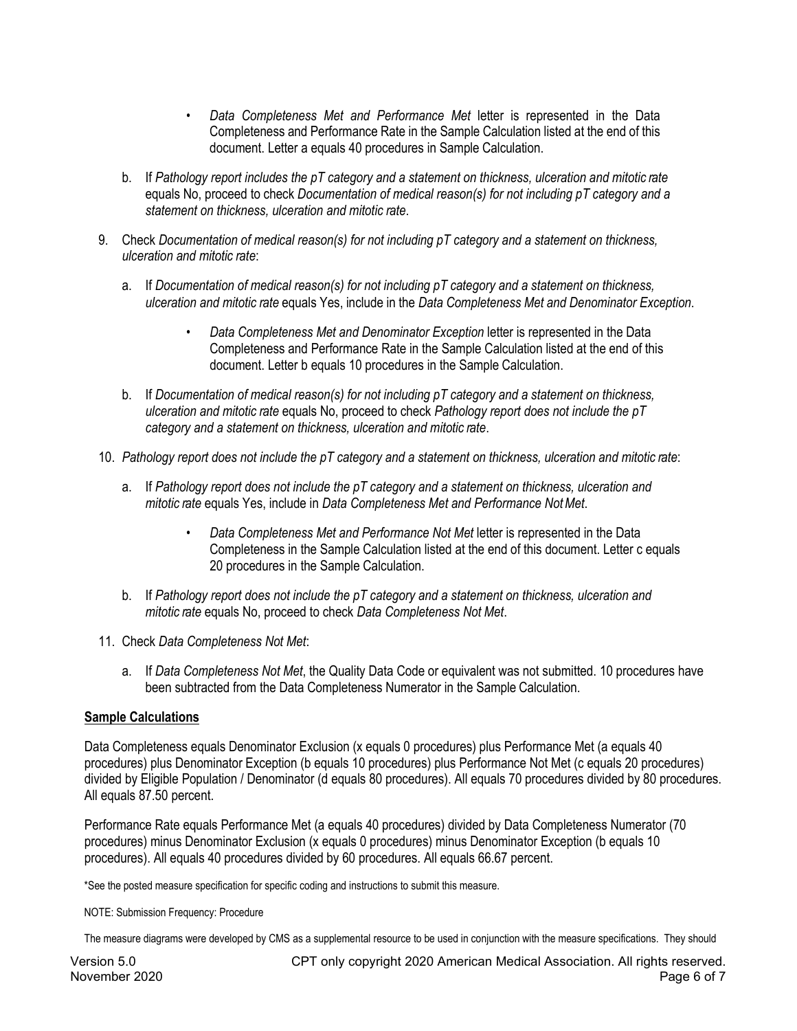- *Data Completeness Met and Performance Met* letter is represented in the Data Completeness and Performance Rate in the Sample Calculation listed at the end of this document. Letter a equals 40 procedures in Sample Calculation.

b. If *Pathology report includes the pT category and a statement on thickness, ulceration and mitotic rate* equals No, proceed to check *Documentation of medical reason(s) for not including pT category and a statement on thickness, ulceration and mitotic rate*.

9. Check *Documentation of medical reason(s) for not including pT category and a statement on thickness, ulceration and mitotic rate*:

   a. If *Documentation of medical reason(s) for not including pT category and a statement on thickness, ulceration and mitotic rate* equals Yes, include in the *Data Completeness Met and Denominator Exception*.

      - *Data Completeness Met and Denominator Exception* letter is represented in the Data Completeness and Performance Rate in the Sample Calculation listed at the end of this document. Letter b equals 10 procedures in the Sample Calculation.

   b. If *Documentation of medical reason(s) for not including pT category and a statement on thickness, ulceration and mitotic rate* equals No, proceed to check *Pathology report does not include the pT category and a statement on thickness, ulceration and mitotic rate*.

10. *Pathology report does not include the pT category and a statement on thickness, ulceration and mitotic rate*:

    a. If *Pathology report does not include the pT category and a statement on thickness, ulceration and mitotic rate* equals Yes, include in *Data Completeness Met and Performance Not Met*.

       - *Data Completeness Met and Performance Not Met* letter is represented in the Data Completeness in the Sample Calculation listed at the end of this document. Letter c equals 20 procedures in the Sample Calculation.

    b. If *Pathology report does not include the pT category and a statement on thickness, ulceration and mitotic rate* equals No, proceed to check *Data Completeness Not Met*.

11. Check *Data Completeness Not Met*:

    a. If *Data Completeness Not Met*, the Quality Data Code or equivalent was not submitted. 10 procedures have been subtracted from the Data Completeness Numerator in the Sample Calculation.

**Sample Calculations**

Data Completeness equals Denominator Exclusion (x equals 0 procedures) plus Performance Met (a equals 40 procedures) plus Denominator Exception (b equals 10 procedures) plus Performance Not Met (c equals 20 procedures) divided by Eligible Population / Denominator (d equals 80 procedures). All equals 70 procedures divided by 80 procedures. All equals 87.50 percent.

Performance Rate equals Performance Met (a equals 40 procedures) divided by Data Completeness Numerator (70 procedures) minus Denominator Exclusion (x equals 0 procedures) minus Denominator Exception (b equals 10 procedures). All equals 40 procedures divided by 60 procedures. All equals 66.67 percent.

*See the posted measure specification for specific coding and instructions to submit this measure.

NOTE: Submission Frequency: Procedure

The measure diagrams were developed by CMS as a supplemental resource to be used in conjunction with the measure specifications. They should

Version 5.0
November 2020

CPT only copyright 2020 American Medical Association. All rights reserved.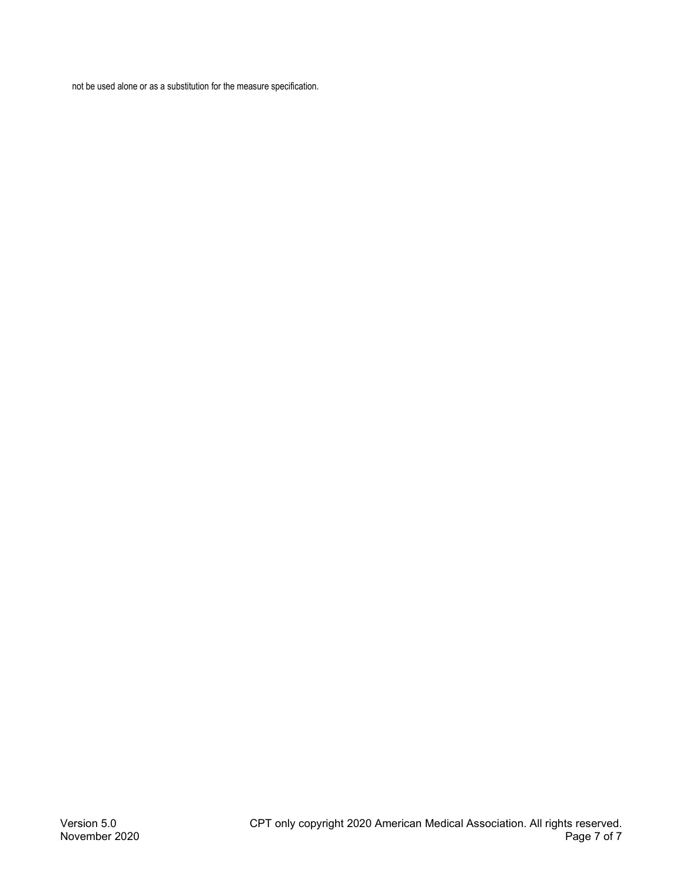not be used alone or as a substitution for the measure specification.